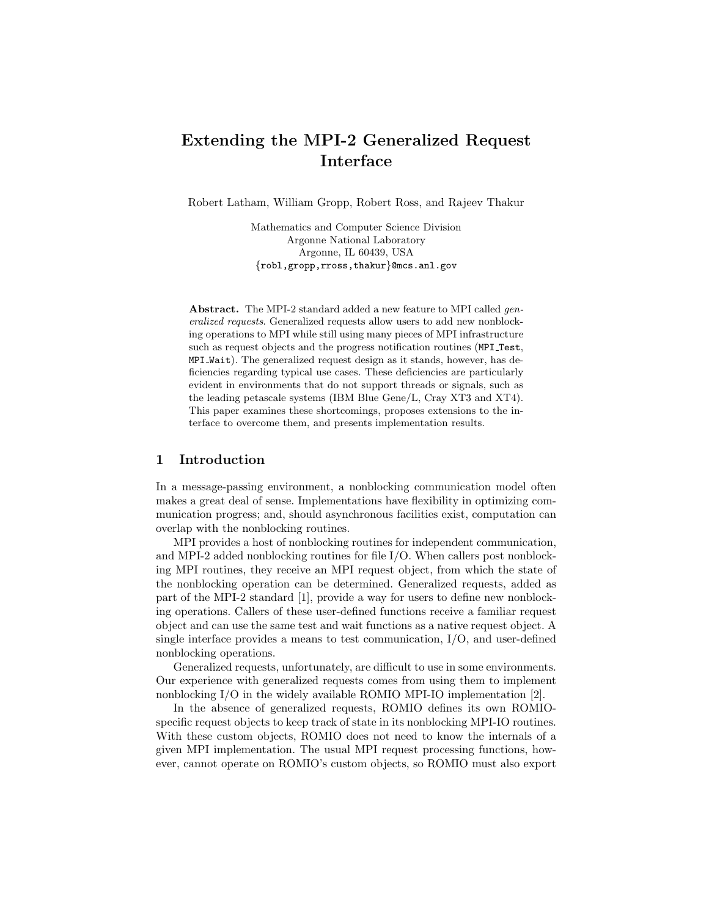# Extending the MPI-2 Generalized Request Interface

Robert Latham, William Gropp, Robert Ross, and Rajeev Thakur

Mathematics and Computer Science Division
Argonne National Laboratory
Argonne, IL 60439, USA
{robl,gropp,rross,thakur}@mcs.anl.gov

**Abstract.** The MPI-2 standard added a new feature to MPI called *generalized requests*. Generalized requests allow users to add new nonblocking operations to MPI while still using many pieces of MPI infrastructure such as request objects and the progress notification routines (`MPI_Test`, `MPI_Wait`). The generalized request design as it stands, however, has deficiencies regarding typical use cases. These deficiencies are particularly evident in environments that do not support threads or signals, such as the leading petascale systems (IBM Blue Gene/L, Cray XT3 and XT4). This paper examines these shortcomings, proposes extensions to the interface to overcome them, and presents implementation results.

## 1 Introduction

In a message-passing environment, a nonblocking communication model often makes a great deal of sense. Implementations have flexibility in optimizing communication progress; and, should asynchronous facilities exist, computation can overlap with the nonblocking routines.

MPI provides a host of nonblocking routines for independent communication, and MPI-2 added nonblocking routines for file I/O. When callers post nonblocking MPI routines, they receive an MPI request object, from which the state of the nonblocking operation can be determined. Generalized requests, added as part of the MPI-2 standard [1], provide a way for users to define new nonblocking operations. Callers of these user-defined functions receive a familiar request object and can use the same test and wait functions as a native request object. A single interface provides a means to test communication, I/O, and user-defined nonblocking operations.

Generalized requests, unfortunately, are difficult to use in some environments. Our experience with generalized requests comes from using them to implement nonblocking I/O in the widely available ROMIO MPI-IO implementation [2].

In the absence of generalized requests, ROMIO defines its own ROMIO-specific request objects to keep track of state in its nonblocking MPI-IO routines. With these custom objects, ROMIO does not need to know the internals of a given MPI implementation. The usual MPI request processing functions, however, cannot operate on ROMIO's custom objects, so ROMIO must also export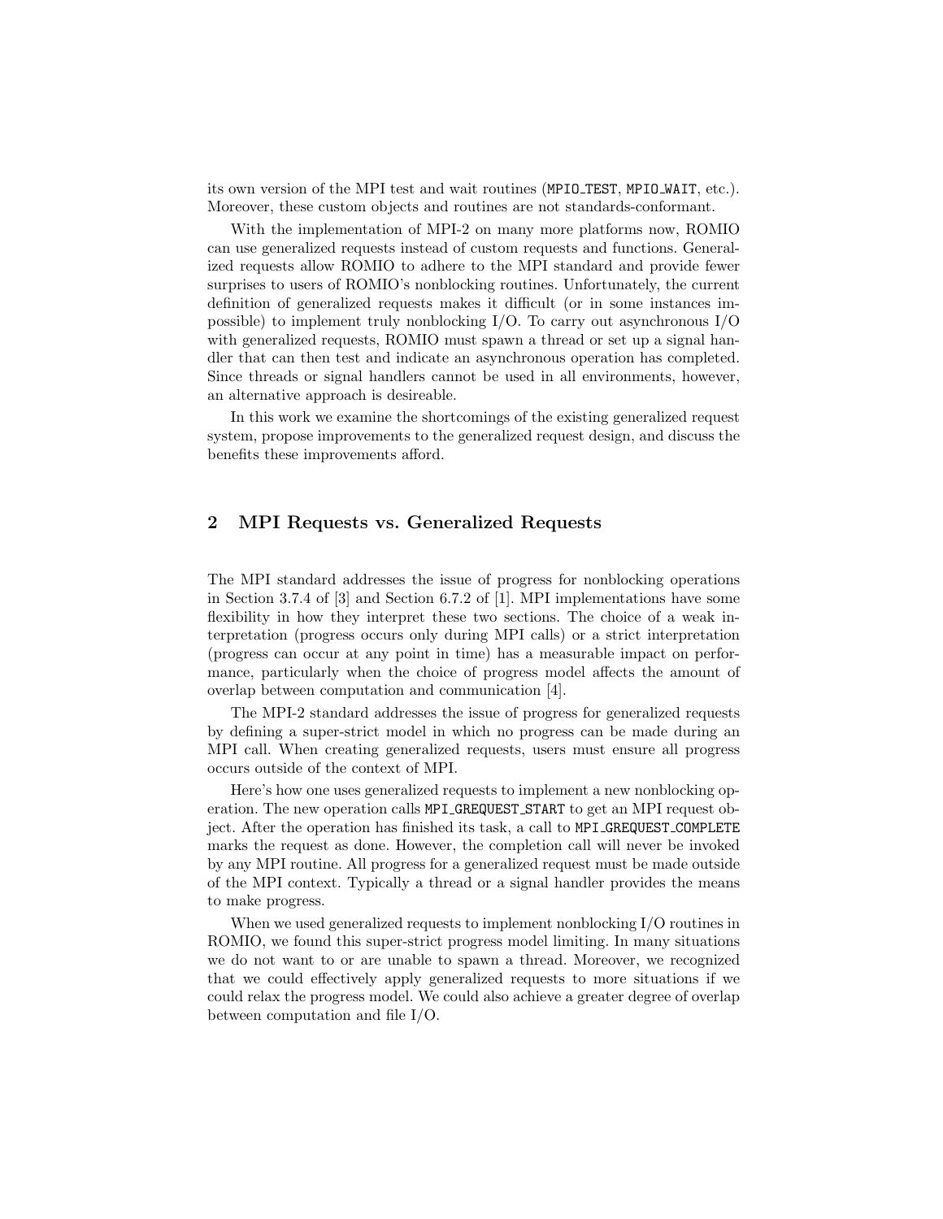its own version of the MPI test and wait routines (MPIO_TEST, MPIO_WAIT, etc.). Moreover, these custom objects and routines are not standards-conformant.

With the implementation of MPI-2 on many more platforms now, ROMIO can use generalized requests instead of custom requests and functions. Generalized requests allow ROMIO to adhere to the MPI standard and provide fewer surprises to users of ROMIO's nonblocking routines. Unfortunately, the current definition of generalized requests makes it difficult (or in some instances impossible) to implement truly nonblocking I/O. To carry out asynchronous I/O with generalized requests, ROMIO must spawn a thread or set up a signal handler that can then test and indicate an asynchronous operation has completed. Since threads or signal handlers cannot be used in all environments, however, an alternative approach is desireable.

In this work we examine the shortcomings of the existing generalized request system, propose improvements to the generalized request design, and discuss the benefits these improvements afford.

## 2 MPI Requests vs. Generalized Requests

The MPI standard addresses the issue of progress for nonblocking operations in Section 3.7.4 of [3] and Section 6.7.2 of [1]. MPI implementations have some flexibility in how they interpret these two sections. The choice of a weak interpretation (progress occurs only during MPI calls) or a strict interpretation (progress can occur at any point in time) has a measurable impact on performance, particularly when the choice of progress model affects the amount of overlap between computation and communication [4].

The MPI-2 standard addresses the issue of progress for generalized requests by defining a super-strict model in which no progress can be made during an MPI call. When creating generalized requests, users must ensure all progress occurs outside of the context of MPI.

Here's how one uses generalized requests to implement a new nonblocking operation. The new operation calls MPI_GREQUEST_START to get an MPI request object. After the operation has finished its task, a call to MPI_GREQUEST_COMPLETE marks the request as done. However, the completion call will never be invoked by any MPI routine. All progress for a generalized request must be made outside of the MPI context. Typically a thread or a signal handler provides the means to make progress.

When we used generalized requests to implement nonblocking I/O routines in ROMIO, we found this super-strict progress model limiting. In many situations we do not want to or are unable to spawn a thread. Moreover, we recognized that we could effectively apply generalized requests to more situations if we could relax the progress model. We could also achieve a greater degree of overlap between computation and file I/O.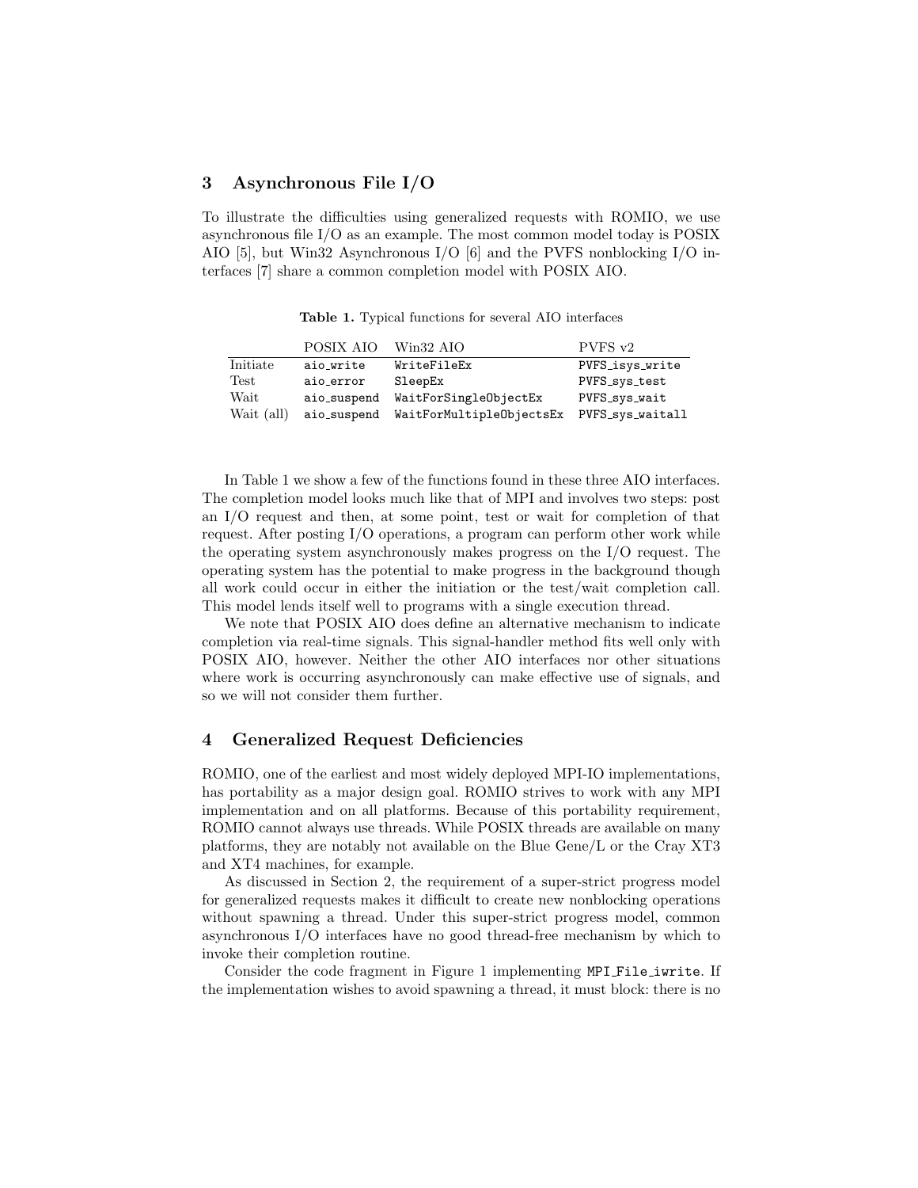## 3 Asynchronous File I/O

To illustrate the difficulties using generalized requests with ROMIO, we use asynchronous file I/O as an example. The most common model today is POSIX AIO [5], but Win32 Asynchronous I/O [6] and the PVFS nonblocking I/O interfaces [7] share a common completion model with POSIX AIO.

**Table 1.** Typical functions for several AIO interfaces

| | POSIX AIO | Win32 AIO | PVFS v2 |
|---|---|---|---|
| Initiate | `aio_write` | `WriteFileEx` | `PVFS_isys_write` |
| Test | `aio_error` | `SleepEx` | `PVFS_sys_test` |
| Wait | `aio_suspend` | `WaitForSingleObjectEx` | `PVFS_sys_wait` |
| Wait (all) | `aio_suspend` | `WaitForMultipleObjectsEx` | `PVFS_sys_waitall` |

In Table 1 we show a few of the functions found in these three AIO interfaces. The completion model looks much like that of MPI and involves two steps: post an I/O request and then, at some point, test or wait for completion of that request. After posting I/O operations, a program can perform other work while the operating system asynchronously makes progress on the I/O request. The operating system has the potential to make progress in the background though all work could occur in either the initiation or the test/wait completion call. This model lends itself well to programs with a single execution thread.

We note that POSIX AIO does define an alternative mechanism to indicate completion via real-time signals. This signal-handler method fits well only with POSIX AIO, however. Neither the other AIO interfaces nor other situations where work is occurring asynchronously can make effective use of signals, and so we will not consider them further.

## 4 Generalized Request Deficiencies

ROMIO, one of the earliest and most widely deployed MPI-IO implementations, has portability as a major design goal. ROMIO strives to work with any MPI implementation and on all platforms. Because of this portability requirement, ROMIO cannot always use threads. While POSIX threads are available on many platforms, they are notably not available on the Blue Gene/L or the Cray XT3 and XT4 machines, for example.

As discussed in Section 2, the requirement of a super-strict progress model for generalized requests makes it difficult to create new nonblocking operations without spawning a thread. Under this super-strict progress model, common asynchronous I/O interfaces have no good thread-free mechanism by which to invoke their completion routine.

Consider the code fragment in Figure 1 implementing `MPI_File_iwrite`. If the implementation wishes to avoid spawning a thread, it must block: there is no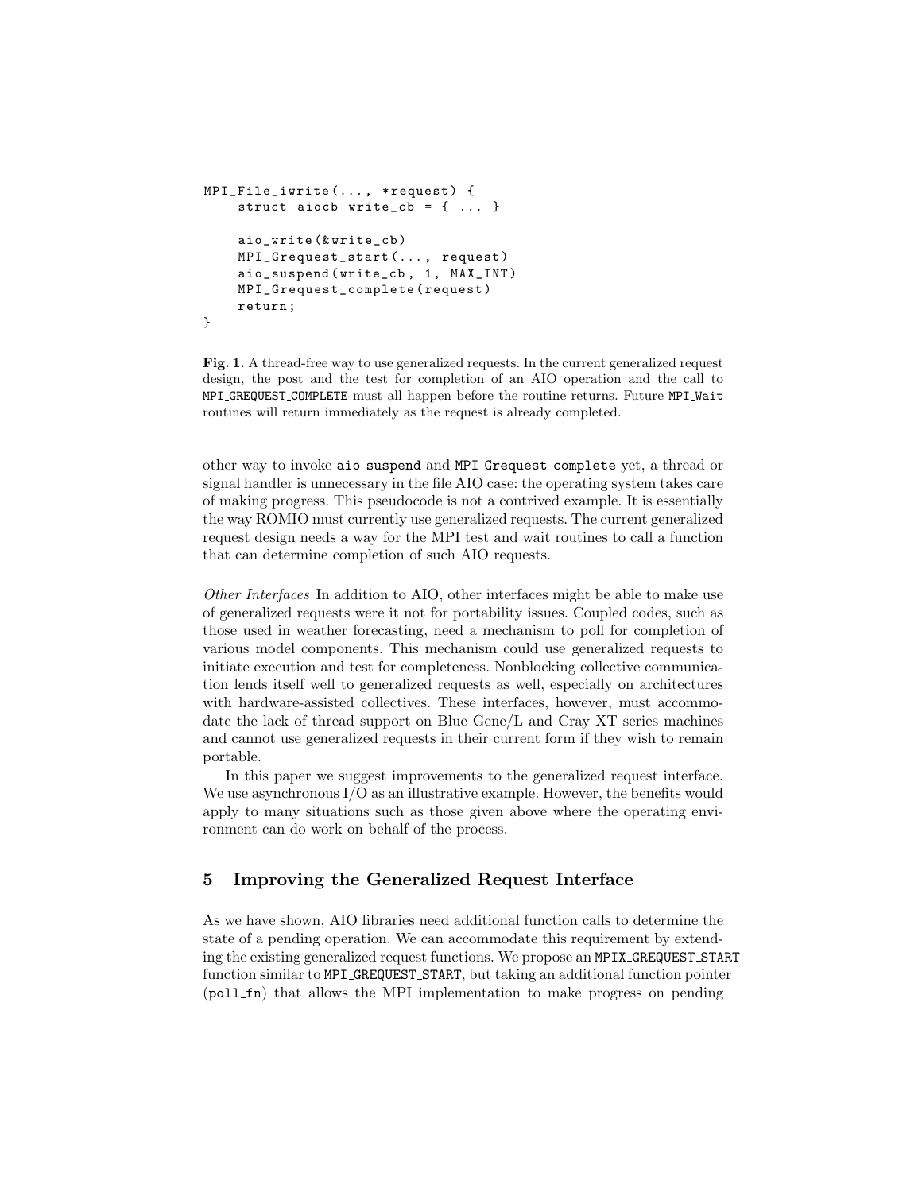```
MPI_File_iwrite(..., *request) {
     struct aiocb write_cb = { ... }

     aio_write(&write_cb)
     MPI_Grequest_start(..., request)
     aio_suspend(write_cb, 1, MAX_INT)
     MPI_Grequest_complete(request)
     return;
}
```

**Fig. 1.** A thread-free way to use generalized requests. In the current generalized request design, the post and the test for completion of an AIO operation and the call to `MPI_GREQUEST_COMPLETE` must all happen before the routine returns. Future `MPI_Wait` routines will return immediately as the request is already completed.

other way to invoke `aio_suspend` and `MPI_Grequest_complete` yet, a thread or signal handler is unnecessary in the file AIO case: the operating system takes care of making progress. This pseudocode is not a contrived example. It is essentially the way ROMIO must currently use generalized requests. The current generalized request design needs a way for the MPI test and wait routines to call a function that can determine completion of such AIO requests.

*Other Interfaces* In addition to AIO, other interfaces might be able to make use of generalized requests were it not for portability issues. Coupled codes, such as those used in weather forecasting, need a mechanism to poll for completion of various model components. This mechanism could use generalized requests to initiate execution and test for completeness. Nonblocking collective communication lends itself well to generalized requests as well, especially on architectures with hardware-assisted collectives. These interfaces, however, must accommodate the lack of thread support on Blue Gene/L and Cray XT series machines and cannot use generalized requests in their current form if they wish to remain portable.

In this paper we suggest improvements to the generalized request interface. We use asynchronous I/O as an illustrative example. However, the benefits would apply to many situations such as those given above where the operating environment can do work on behalf of the process.

## 5 Improving the Generalized Request Interface

As we have shown, AIO libraries need additional function calls to determine the state of a pending operation. We can accommodate this requirement by extending the existing generalized request functions. We propose an `MPIX_GREQUEST_START` function similar to `MPI_GREQUEST_START`, but taking an additional function pointer (`poll_fn`) that allows the MPI implementation to make progress on pending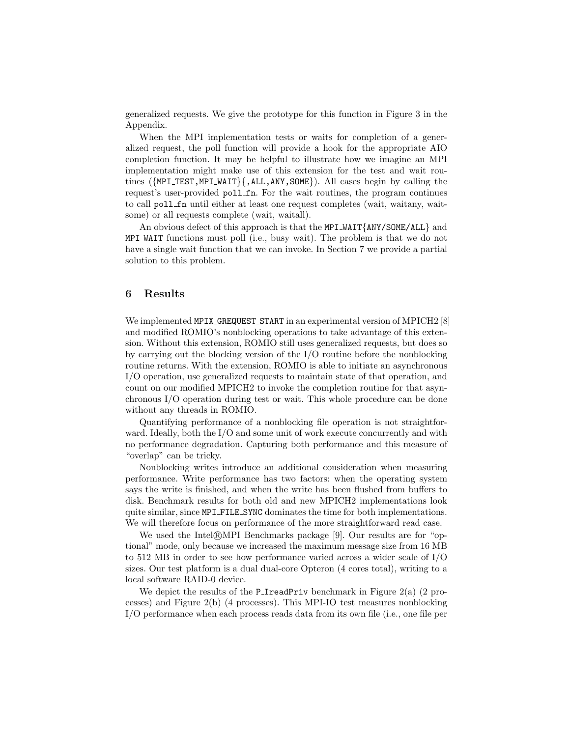generalized requests. We give the prototype for this function in Figure 3 in the Appendix.

When the MPI implementation tests or waits for completion of a generalized request, the poll function will provide a hook for the appropriate AIO completion function. It may be helpful to illustrate how we imagine an MPI implementation might make use of this extension for the test and wait routines ({MPI_TEST,MPI_WAIT}{,ALL,ANY,SOME}). All cases begin by calling the request's user-provided poll_fn. For the wait routines, the program continues to call poll_fn until either at least one request completes (wait, waitany, waitsome) or all requests complete (wait, waitall).

An obvious defect of this approach is that the MPI_WAIT{ANY/SOME/ALL} and MPI_WAIT functions must poll (i.e., busy wait). The problem is that we do not have a single wait function that we can invoke. In Section 7 we provide a partial solution to this problem.

## 6 Results

We implemented MPIX_GREQUEST_START in an experimental version of MPICH2 [8] and modified ROMIO's nonblocking operations to take advantage of this extension. Without this extension, ROMIO still uses generalized requests, but does so by carrying out the blocking version of the I/O routine before the nonblocking routine returns. With the extension, ROMIO is able to initiate an asynchronous I/O operation, use generalized requests to maintain state of that operation, and count on our modified MPICH2 to invoke the completion routine for that asynchronous I/O operation during test or wait. This whole procedure can be done without any threads in ROMIO.

Quantifying performance of a nonblocking file operation is not straightforward. Ideally, both the I/O and some unit of work execute concurrently and with no performance degradation. Capturing both performance and this measure of "overlap" can be tricky.

Nonblocking writes introduce an additional consideration when measuring performance. Write performance has two factors: when the operating system says the write is finished, and when the write has been flushed from buffers to disk. Benchmark results for both old and new MPICH2 implementations look quite similar, since MPI_FILE_SYNC dominates the time for both implementations. We will therefore focus on performance of the more straightforward read case.

We used the Intel®MPI Benchmarks package [9]. Our results are for "optional" mode, only because we increased the maximum message size from 16 MB to 512 MB in order to see how performance varied across a wider scale of I/O sizes. Our test platform is a dual dual-core Opteron (4 cores total), writing to a local software RAID-0 device.

We depict the results of the P_IreadPriv benchmark in Figure 2(a) (2 processes) and Figure 2(b) (4 processes). This MPI-IO test measures nonblocking I/O performance when each process reads data from its own file (i.e., one file per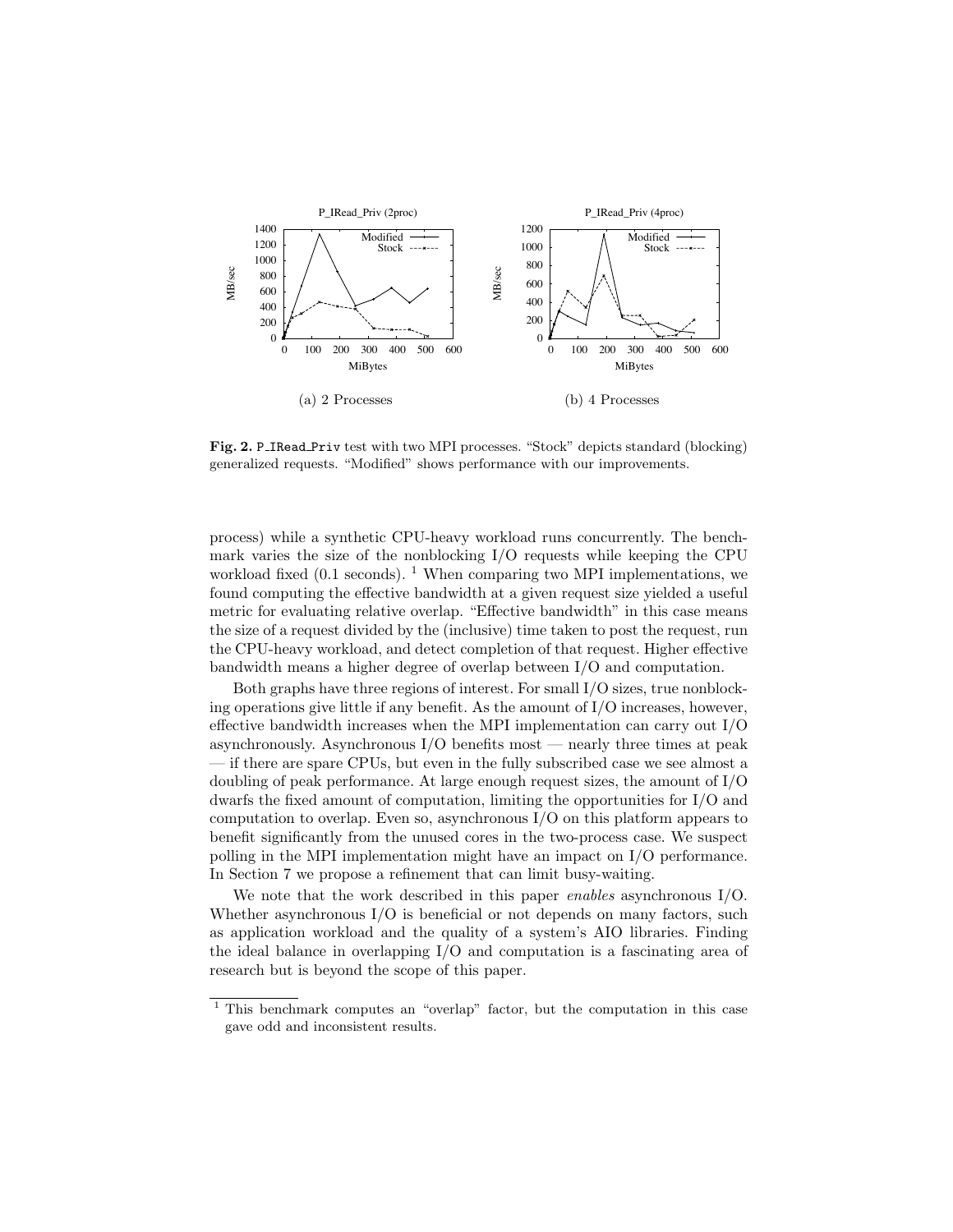P_IRead_Priv (2proc)

MB/sec

1400
1200
1000
800
600
400
200
0

0 100 200 300 400 500 600

MiBytes

Modified
Stock

(a) 2 Processes

P_IRead_Priv (4proc)

MB/sec

1200
1000
800
600
400
200
0

0 100 200 300 400 500 600

MiBytes

Modified
Stock

(b) 4 Processes

**Fig. 2.** `P_IRead_Priv` test with two MPI processes. "Stock" depicts standard (blocking) generalized requests. "Modified" shows performance with our improvements.

process) while a synthetic CPU-heavy workload runs concurrently. The benchmark varies the size of the nonblocking I/O requests while keeping the CPU workload fixed (0.1 seconds). [1] When comparing two MPI implementations, we found computing the effective bandwidth at a given request size yielded a useful metric for evaluating relative overlap. "Effective bandwidth" in this case means the size of a request divided by the (inclusive) time taken to post the request, run the CPU-heavy workload, and detect completion of that request. Higher effective bandwidth means a higher degree of overlap between I/O and computation.

Both graphs have three regions of interest. For small I/O sizes, true nonblocking operations give little if any benefit. As the amount of I/O increases, however, effective bandwidth increases when the MPI implementation can carry out I/O asynchronously. Asynchronous I/O benefits most — nearly three times at peak — if there are spare CPUs, but even in the fully subscribed case we see almost a doubling of peak performance. At large enough request sizes, the amount of I/O dwarfs the fixed amount of computation, limiting the opportunities for I/O and computation to overlap. Even so, asynchronous I/O on this platform appears to benefit significantly from the unused cores in the two-process case. We suspect polling in the MPI implementation might have an impact on I/O performance. In Section 7 we propose a refinement that can limit busy-waiting.

We note that the work described in this paper *enables* asynchronous I/O. Whether asynchronous I/O is beneficial or not depends on many factors, such as application workload and the quality of a system's AIO libraries. Finding the ideal balance in overlapping I/O and computation is a fascinating area of research but is beyond the scope of this paper.

[1] This benchmark computes an "overlap" factor, but the computation in this case gave odd and inconsistent results.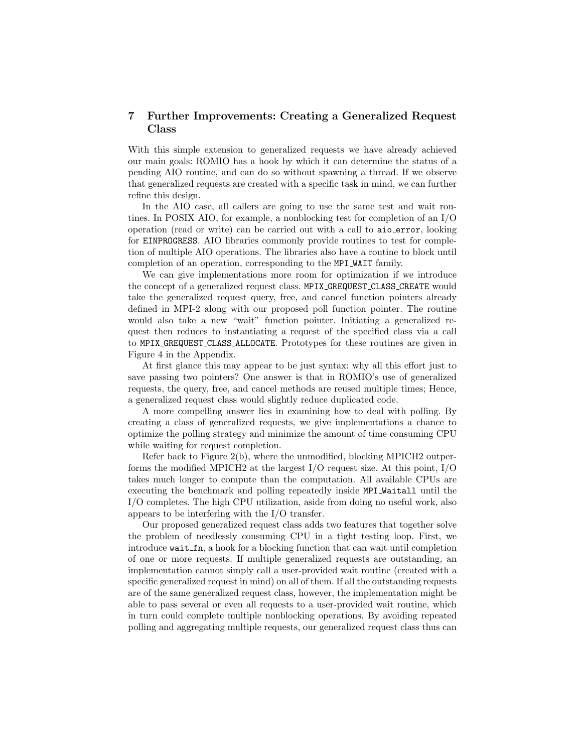## 7 Further Improvements: Creating a Generalized Request Class

With this simple extension to generalized requests we have already achieved our main goals: ROMIO has a hook by which it can determine the status of a pending AIO routine, and can do so without spawning a thread. If we observe that generalized requests are created with a specific task in mind, we can further refine this design.

In the AIO case, all callers are going to use the same test and wait routines. In POSIX AIO, for example, a nonblocking test for completion of an I/O operation (read or write) can be carried out with a call to `aio_error`, looking for `EINPROGRESS`. AIO libraries commonly provide routines to test for completion of multiple AIO operations. The libraries also have a routine to block until completion of an operation, corresponding to the `MPI_WAIT` family.

We can give implementations more room for optimization if we introduce the concept of a generalized request class. `MPIX_GREQUEST_CLASS_CREATE` would take the generalized request query, free, and cancel function pointers already defined in MPI-2 along with our proposed poll function pointer. The routine would also take a new "wait" function pointer. Initiating a generalized request then reduces to instantiating a request of the specified class via a call to `MPIX_GREQUEST_CLASS_ALLOCATE`. Prototypes for these routines are given in Figure 4 in the Appendix.

At first glance this may appear to be just syntax: why all this effort just to save passing two pointers? One answer is that in ROMIO's use of generalized requests, the query, free, and cancel methods are reused multiple times; Hence, a generalized request class would slightly reduce duplicated code.

A more compelling answer lies in examining how to deal with polling. By creating a class of generalized requests, we give implementations a chance to optimize the polling strategy and minimize the amount of time consuming CPU while waiting for request completion.

Refer back to Figure 2(b), where the unmodified, blocking MPICH2 outperforms the modified MPICH2 at the largest I/O request size. At this point, I/O takes much longer to compute than the computation. All available CPUs are executing the benchmark and polling repeatedly inside `MPI_Waitall` until the I/O completes. The high CPU utilization, aside from doing no useful work, also appears to be interfering with the I/O transfer.

Our proposed generalized request class adds two features that together solve the problem of needlessly consuming CPU in a tight testing loop. First, we introduce `wait_fn`, a hook for a blocking function that can wait until completion of one or more requests. If multiple generalized requests are outstanding, an implementation cannot simply call a user-provided wait routine (created with a specific generalized request in mind) on all of them. If all the outstanding requests are of the same generalized request class, however, the implementation might be able to pass several or even all requests to a user-provided wait routine, which in turn could complete multiple nonblocking operations. By avoiding repeated polling and aggregating multiple requests, our generalized request class thus can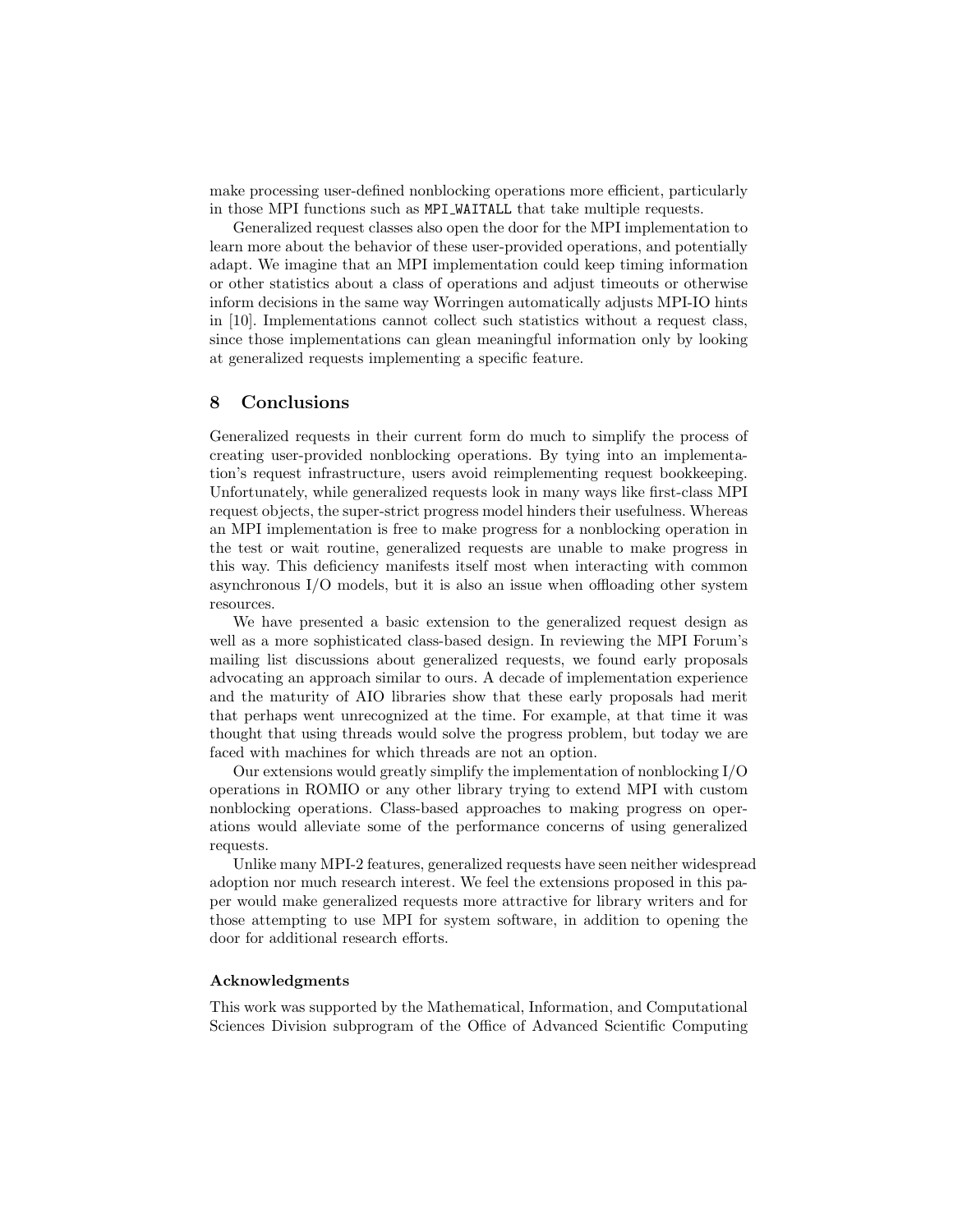make processing user-defined nonblocking operations more efficient, particularly in those MPI functions such as `MPI_WAITALL` that take multiple requests.

Generalized request classes also open the door for the MPI implementation to learn more about the behavior of these user-provided operations, and potentially adapt. We imagine that an MPI implementation could keep timing information or other statistics about a class of operations and adjust timeouts or otherwise inform decisions in the same way Worringen automatically adjusts MPI-IO hints in [10]. Implementations cannot collect such statistics without a request class, since those implementations can glean meaningful information only by looking at generalized requests implementing a specific feature.

## 8 Conclusions

Generalized requests in their current form do much to simplify the process of creating user-provided nonblocking operations. By tying into an implementation's request infrastructure, users avoid reimplementing request bookkeeping. Unfortunately, while generalized requests look in many ways like first-class MPI request objects, the super-strict progress model hinders their usefulness. Whereas an MPI implementation is free to make progress for a nonblocking operation in the test or wait routine, generalized requests are unable to make progress in this way. This deficiency manifests itself most when interacting with common asynchronous I/O models, but it is also an issue when offloading other system resources.

We have presented a basic extension to the generalized request design as well as a more sophisticated class-based design. In reviewing the MPI Forum's mailing list discussions about generalized requests, we found early proposals advocating an approach similar to ours. A decade of implementation experience and the maturity of AIO libraries show that these early proposals had merit that perhaps went unrecognized at the time. For example, at that time it was thought that using threads would solve the progress problem, but today we are faced with machines for which threads are not an option.

Our extensions would greatly simplify the implementation of nonblocking I/O operations in ROMIO or any other library trying to extend MPI with custom nonblocking operations. Class-based approaches to making progress on operations would alleviate some of the performance concerns of using generalized requests.

Unlike many MPI-2 features, generalized requests have seen neither widespread adoption nor much research interest. We feel the extensions proposed in this paper would make generalized requests more attractive for library writers and for those attempting to use MPI for system software, in addition to opening the door for additional research efforts.

#### Acknowledgments

This work was supported by the Mathematical, Information, and Computational Sciences Division subprogram of the Office of Advanced Scientific Computing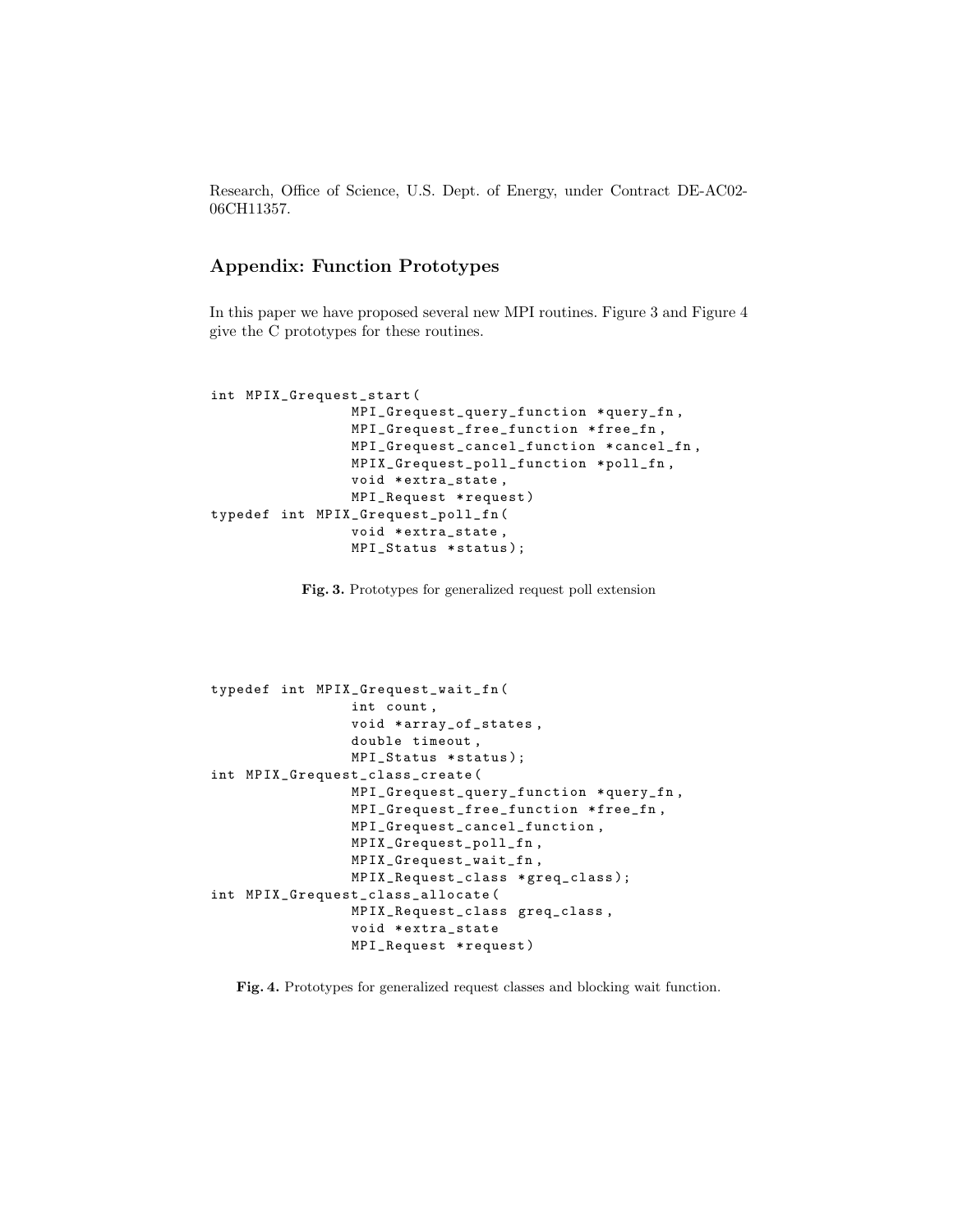Research, Office of Science, U.S. Dept. of Energy, under Contract DE-AC02-06CH11357.

## Appendix: Function Prototypes

In this paper we have proposed several new MPI routines. Figure 3 and Figure 4 give the C prototypes for these routines.

```
int MPIX_Grequest_start(
                MPI_Grequest_query_function *query_fn,
                MPI_Grequest_free_function *free_fn,
                MPI_Grequest_cancel_function *cancel_fn,
                MPIX_Grequest_poll_function *poll_fn,
                void *extra_state,
                MPI_Request *request)
typedef int MPIX_Grequest_poll_fn(
                void *extra_state,
                MPI_Status *status);
```

**Fig. 3.** Prototypes for generalized request poll extension

```
typedef int MPIX_Grequest_wait_fn(
                int count,
                void *array_of_states,
                double timeout,
                MPI_Status *status);
int MPIX_Grequest_class_create(
                MPI_Grequest_query_function *query_fn,
                MPI_Grequest_free_function *free_fn,
                MPI_Grequest_cancel_function,
                MPIX_Grequest_poll_fn,
                MPIX_Grequest_wait_fn,
                MPIX_Request_class *greq_class);
int MPIX_Grequest_class_allocate(
                MPIX_Request_class greq_class,
                void *extra_state
                MPI_Request *request)
```

**Fig. 4.** Prototypes for generalized request classes and blocking wait function.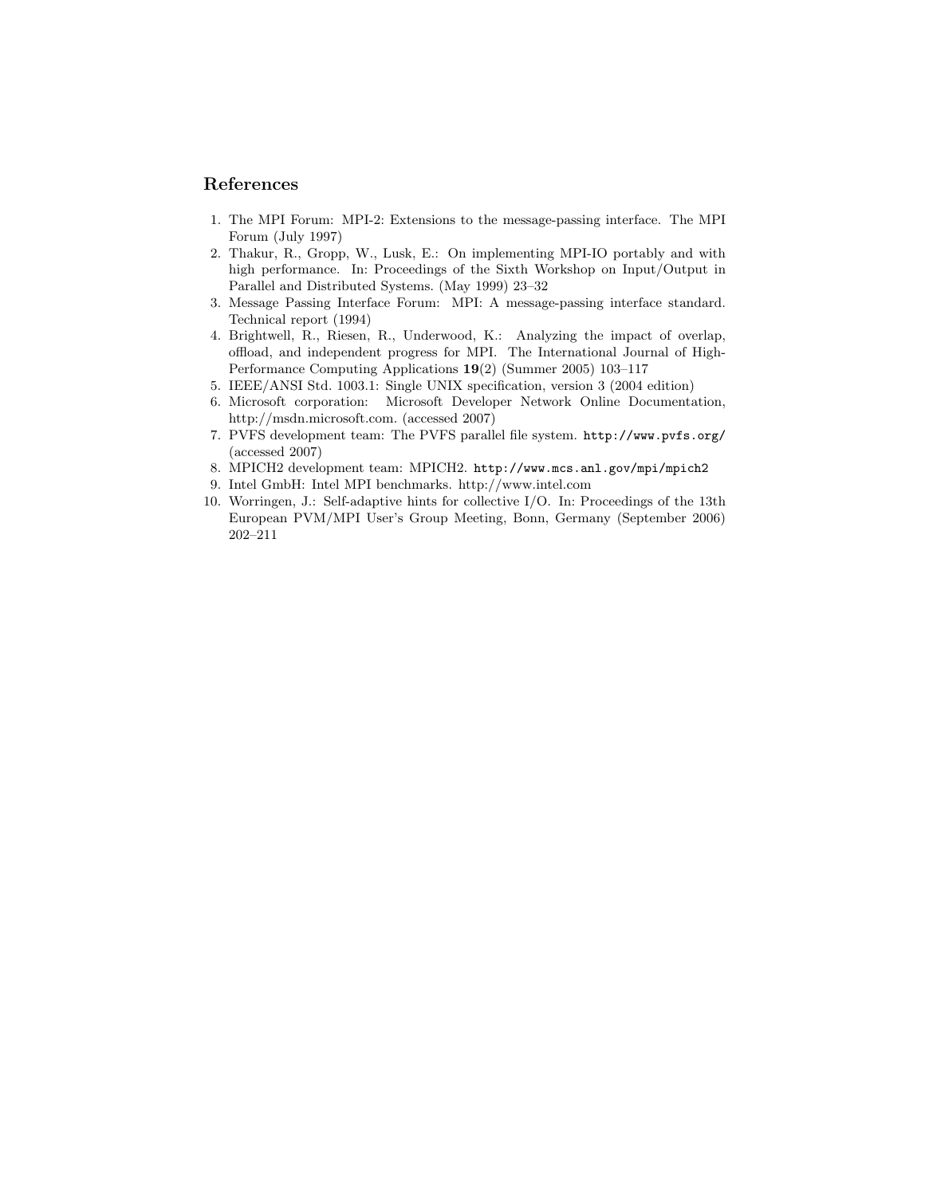## References

1. The MPI Forum: MPI-2: Extensions to the message-passing interface. The MPI Forum (July 1997)
2. Thakur, R., Gropp, W., Lusk, E.: On implementing MPI-IO portably and with high performance. In: Proceedings of the Sixth Workshop on Input/Output in Parallel and Distributed Systems. (May 1999) 23–32
3. Message Passing Interface Forum: MPI: A message-passing interface standard. Technical report (1994)
4. Brightwell, R., Riesen, R., Underwood, K.: Analyzing the impact of overlap, offload, and independent progress for MPI. The International Journal of High-Performance Computing Applications **19**(2) (Summer 2005) 103–117
5. IEEE/ANSI Std. 1003.1: Single UNIX specification, version 3 (2004 edition)
6. Microsoft corporation: Microsoft Developer Network Online Documentation, http://msdn.microsoft.com. (accessed 2007)
7. PVFS development team: The PVFS parallel file system. `http://www.pvfs.org/` (accessed 2007)
8. MPICH2 development team: MPICH2. `http://www.mcs.anl.gov/mpi/mpich2`
9. Intel GmbH: Intel MPI benchmarks. http://www.intel.com
10. Worringen, J.: Self-adaptive hints for collective I/O. In: Proceedings of the 13th European PVM/MPI User's Group Meeting, Bonn, Germany (September 2006) 202–211